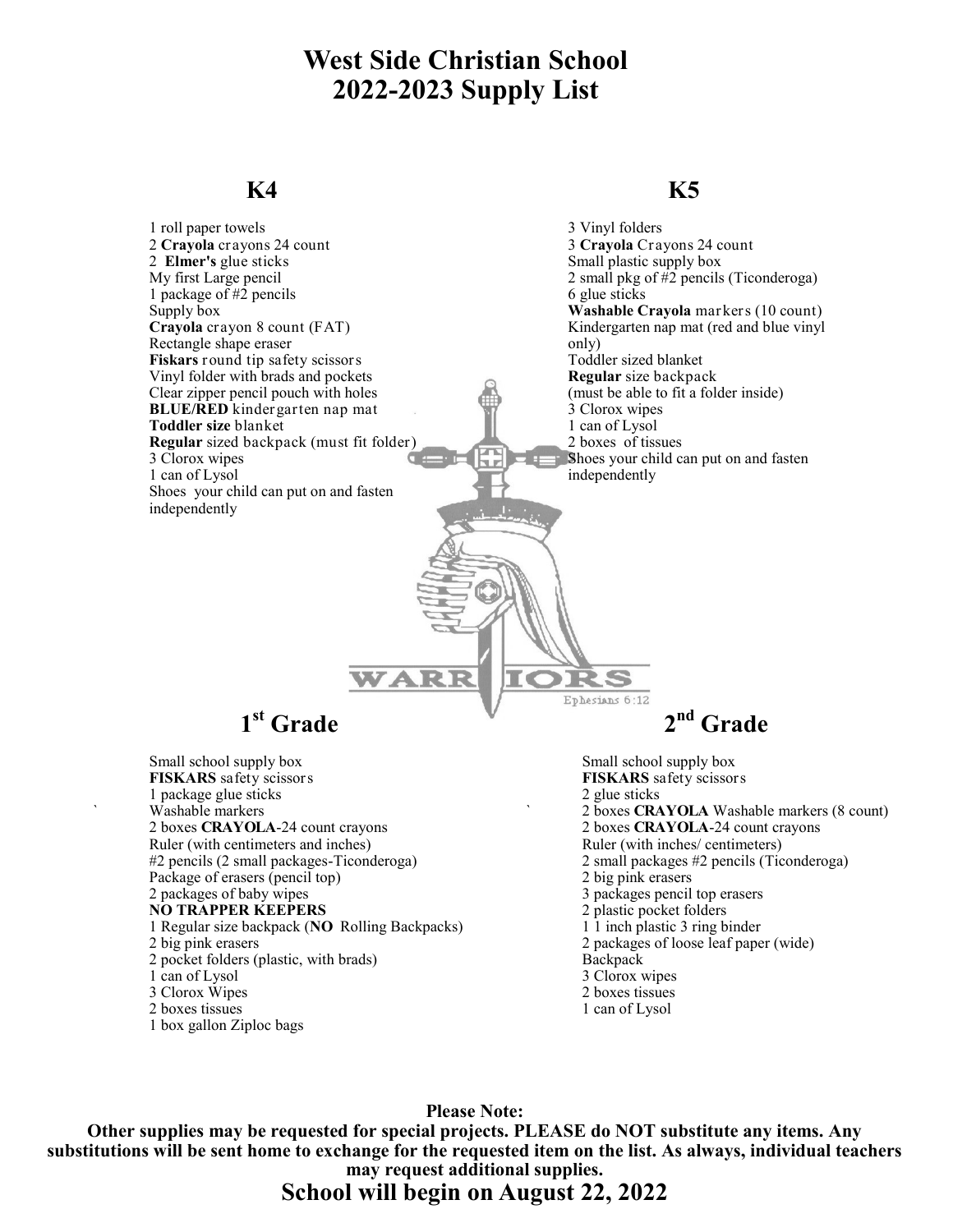# West Side Christian School
# 2022-2023 Supply List

## K4

1 roll paper towels
2 **Crayola** crayons 24 count
2 **Elmer's** glue sticks
My first Large pencil
1 package of #2 pencils
Supply box
**Crayola** crayon 8 count (FAT)
Rectangle shape eraser
**Fiskars** round tip safety scissors
Vinyl folder with brads and pockets
Clear zipper pencil pouch with holes
**BLUE/RED** kindergarten nap mat
**Toddler size** blanket
**Regular** sized backpack (must fit folder)
3 Clorox wipes
1 can of Lysol
Shoes your child can put on and fasten independently

## K5

3 Vinyl folders
3 **Crayola** Crayons 24 count
Small plastic supply box
2 small pkg of #2 pencils (Ticonderoga)
6 glue sticks
**Washable Crayola** markers (10 count)
Kindergarten nap mat (red and blue vinyl only)
Toddler sized blanket
**Regular** size backpack
(must be able to fit a folder inside)
3 Clorox wipes
1 can of Lysol
2 boxes of tissues
Shoes your child can put on and fasten independently

WARRIORS
Ephesians 6:12

## 1st Grade

Small school supply box
**FISKARS** safety scissors
1 package glue sticks
Washable markers
2 boxes **CRAYOLA**-24 count crayons
Ruler (with centimeters and inches)
#2 pencils (2 small packages-Ticonderoga)
Package of erasers (pencil top)
2 packages of baby wipes
**NO TRAPPER KEEPERS**
1 Regular size backpack (**NO** Rolling Backpacks)
2 big pink erasers
2 pocket folders (plastic, with brads)
1 can of Lysol
3 Clorox Wipes
2 boxes tissues
1 box gallon Ziploc bags

## 2nd Grade

Small school supply box
**FISKARS** safety scissors
2 glue sticks
2 boxes **CRAYOLA** Washable markers (8 count)
2 boxes **CRAYOLA**-24 count crayons
Ruler (with inches/ centimeters)
2 small packages #2 pencils (Ticonderoga)
2 big pink erasers
3 packages pencil top erasers
2 plastic pocket folders
1 1 inch plastic 3 ring binder
2 packages of loose leaf paper (wide)
Backpack
3 Clorox wipes
2 boxes tissues
1 can of Lysol

**Please Note:**
**Other supplies may be requested for special projects. PLEASE do NOT substitute any items. Any substitutions will be sent home to exchange for the requested item on the list. As always, individual teachers may request additional supplies.**

**School will begin on August 22, 2022**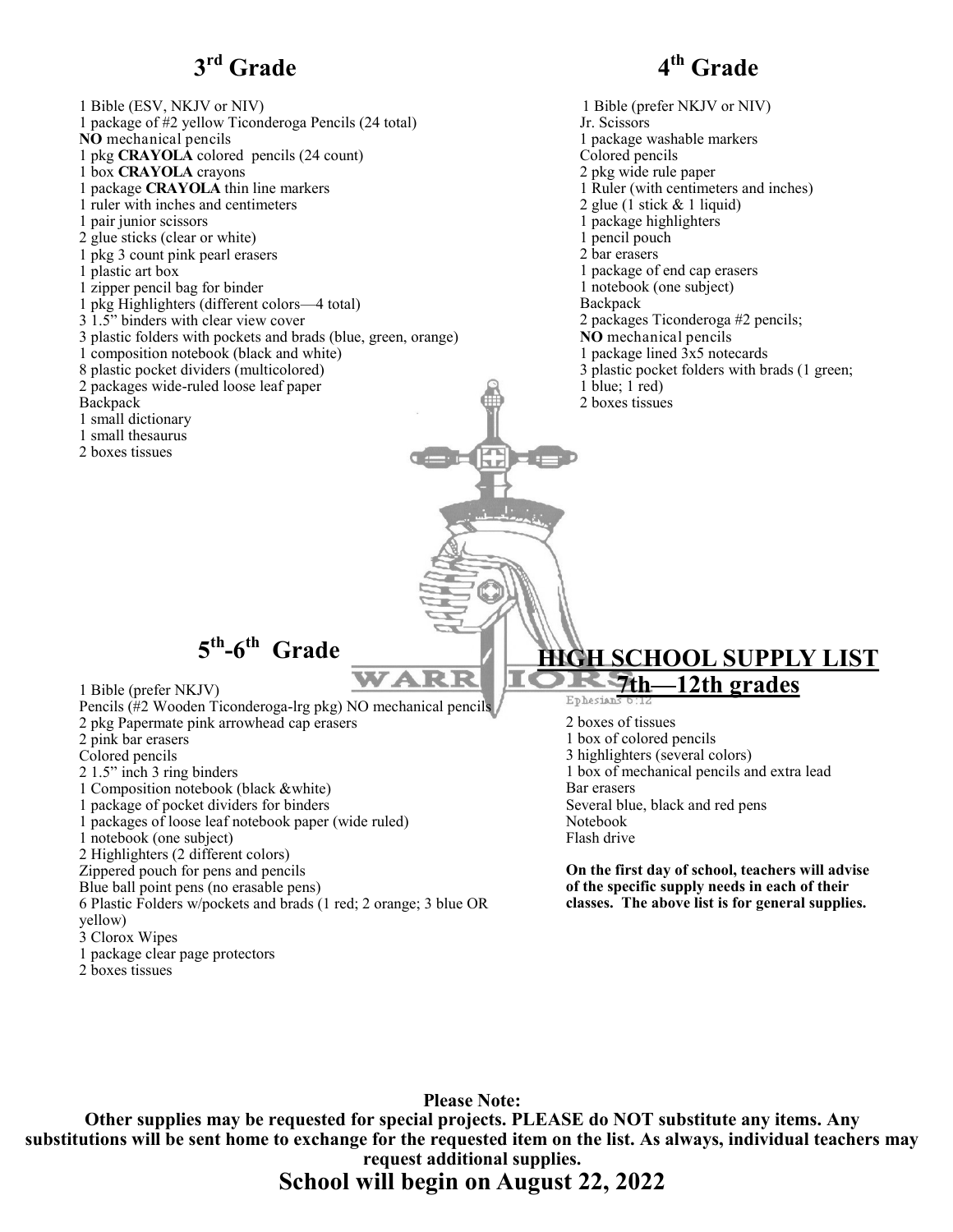## 3rd Grade

1 Bible (ESV, NKJV or NIV)
1 package of #2 yellow Ticonderoga Pencils (24 total)
**NO** mechanical pencils
1 pkg **CRAYOLA** colored pencils (24 count)
1 box **CRAYOLA** crayons
1 package **CRAYOLA** thin line markers
1 ruler with inches and centimeters
1 pair junior scissors
2 glue sticks (clear or white)
1 pkg 3 count pink pearl erasers
1 plastic art box
1 zipper pencil bag for binder
1 pkg Highlighters (different colors—4 total)
3 1.5" binders with clear view cover
3 plastic folders with pockets and brads (blue, green, orange)
1 composition notebook (black and white)
8 plastic pocket dividers (multicolored)
2 packages wide-ruled loose leaf paper
Backpack
1 small dictionary
1 small thesaurus
2 boxes tissues

## 4th Grade

1 Bible (prefer NKJV or NIV)
Jr. Scissors
1 package washable markers
Colored pencils
2 pkg wide rule paper
1 Ruler (with centimeters and inches)
2 glue (1 stick & 1 liquid)
1 package highlighters
1 pencil pouch
2 bar erasers
1 package of end cap erasers
1 notebook (one subject)
Backpack
2 packages Ticonderoga #2 pencils;
**NO** mechanical pencils
1 package lined 3x5 notecards
3 plastic pocket folders with brads (1 green; 1 blue; 1 red)
2 boxes tissues

## 5th-6th Grade

1 Bible (prefer NKJV)
Pencils (#2 Wooden Ticonderoga-lrg pkg) NO mechanical pencils
2 pkg Papermate pink arrowhead cap erasers
2 pink bar erasers
Colored pencils
2 1.5" inch 3 ring binders
1 Composition notebook (black &white)
1 package of pocket dividers for binders
1 packages of loose leaf notebook paper (wide ruled)
1 notebook (one subject)
2 Highlighters (2 different colors)
Zippered pouch for pens and pencils
Blue ball point pens (no erasable pens)
6 Plastic Folders w/pockets and brads (1 red; 2 orange; 3 blue OR yellow)
3 Clorox Wipes
1 package clear page protectors
2 boxes tissues

WARRIORS
Ephesians 6:12

## HIGH SCHOOL SUPPLY LIST
## 7th—12th grades

2 boxes of tissues
1 box of colored pencils
3 highlighters (several colors)
1 box of mechanical pencils and extra lead
Bar erasers
Several blue, black and red pens
Notebook
Flash drive

**On the first day of school, teachers will advise of the specific supply needs in each of their classes. The above list is for general supplies.**

**Please Note:**
**Other supplies may be requested for special projects. PLEASE do NOT substitute any items. Any substitutions will be sent home to exchange for the requested item on the list. As always, individual teachers may request additional supplies.**

## School will begin on August 22, 2022